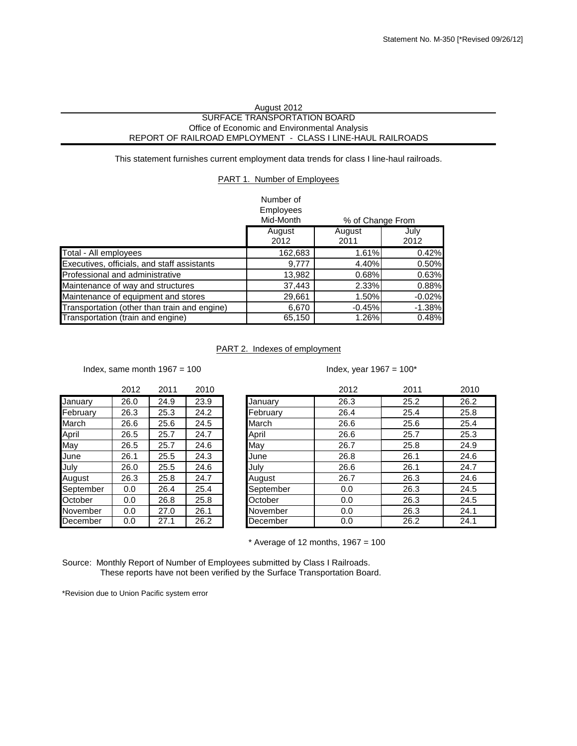Statement No. M-350 [*Revised 09/26/12]

August 2012

SURFACE TRANSPORTATION BOARD

Office of Economic and Environmental Analysis

REPORT OF RAILROAD EMPLOYMENT - CLASS I LINE-HAUL RAILROADS

This statement furnishes current employment data trends for class I line-haul railroads.

## PART 1. Number of Employees

| | Number of Employees Mid-Month | % of Change From | |
|---|---|---|---|
| | August 2012 | August 2011 | July 2012 |
| Total - All employees | 162,683 | 1.61% | 0.42% |
| Executives, officials, and staff assistants | 9,777 | 4.40% | 0.50% |
| Professional and administrative | 13,982 | 0.68% | 0.63% |
| Maintenance of way and structures | 37,443 | 2.33% | 0.88% |
| Maintenance of equipment and stores | 29,661 | 1.50% | -0.02% |
| Transportation (other than train and engine) | 6,670 | -0.45% | -1.38% |
| Transportation (train and engine) | 65,150 | 1.26% | 0.48% |

## PART 2. Indexes of employment

Index, same month 1967 = 100

| | 2012 | 2011 | 2010 |
|---|---|---|---|
| January | 26.0 | 24.9 | 23.9 |
| February | 26.3 | 25.3 | 24.2 |
| March | 26.6 | 25.6 | 24.5 |
| April | 26.5 | 25.7 | 24.7 |
| May | 26.5 | 25.7 | 24.6 |
| June | 26.1 | 25.5 | 24.3 |
| July | 26.0 | 25.5 | 24.6 |
| August | 26.3 | 25.8 | 24.7 |
| September | 0.0 | 26.4 | 25.4 |
| October | 0.0 | 26.8 | 25.8 |
| November | 0.0 | 27.0 | 26.1 |
| December | 0.0 | 27.1 | 26.2 |

Index, year 1967 = 100*

| | 2012 | 2011 | 2010 |
|---|---|---|---|
| January | 26.3 | 25.2 | 26.2 |
| February | 26.4 | 25.4 | 25.8 |
| March | 26.6 | 25.6 | 25.4 |
| April | 26.6 | 25.7 | 25.3 |
| May | 26.7 | 25.8 | 24.9 |
| June | 26.8 | 26.1 | 24.6 |
| July | 26.6 | 26.1 | 24.7 |
| August | 26.7 | 26.3 | 24.6 |
| September | 0.0 | 26.3 | 24.5 |
| October | 0.0 | 26.3 | 24.5 |
| November | 0.0 | 26.3 | 24.1 |
| December | 0.0 | 26.2 | 24.1 |

* Average of 12 months, 1967 = 100

Source: Monthly Report of Number of Employees submitted by Class I Railroads.
These reports have not been verified by the Surface Transportation Board.

*Revision due to Union Pacific system error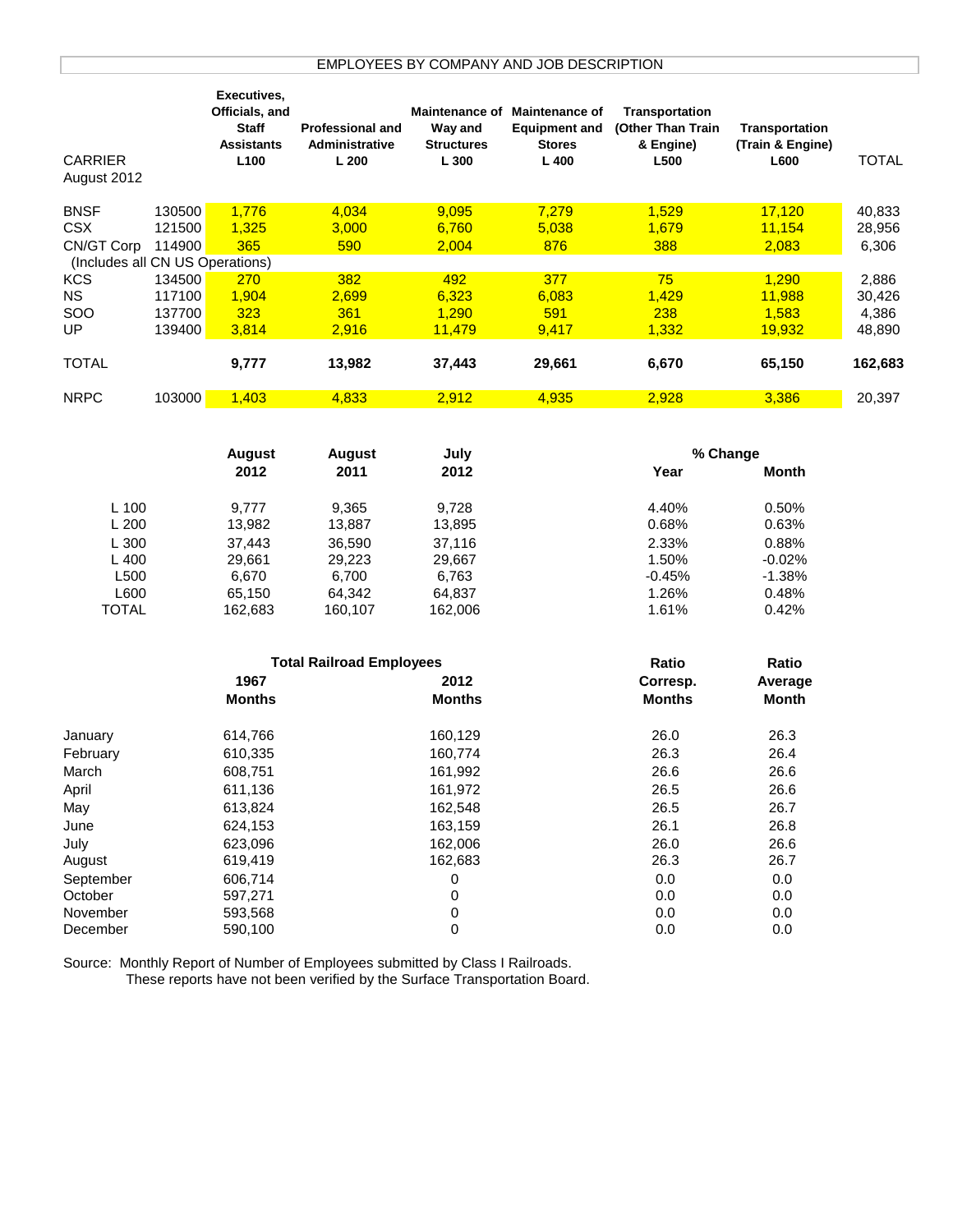# EMPLOYEES BY COMPANY AND JOB DESCRIPTION

| CARRIER August 2012 | | Executives, Officials, and Staff Assistants L100 | Professional and Administrative L 200 | Maintenance of Way and Structures L 300 | Maintenance of Equipment and Stores L 400 | Transportation (Other Than Train & Engine) L500 | Transportation (Train & Engine) L600 | TOTAL |
|---|---|---|---|---|---|---|---|---|
| BNSF | 130500 | 1,776 | 4,034 | 9,095 | 7,279 | 1,529 | 17,120 | 40,833 |
| CSX | 121500 | 1,325 | 3,000 | 6,760 | 5,038 | 1,679 | 11,154 | 28,956 |
| CN/GT Corp | 114900 | 365 | 590 | 2,004 | 876 | 388 | 2,083 | 6,306 |
| (Includes all CN US Operations) | | | | | | | | |
| KCS | 134500 | 270 | 382 | 492 | 377 | 75 | 1,290 | 2,886 |
| NS | 117100 | 1,904 | 2,699 | 6,323 | 6,083 | 1,429 | 11,988 | 30,426 |
| SOO | 137700 | 323 | 361 | 1,290 | 591 | 238 | 1,583 | 4,386 |
| UP | 139400 | 3,814 | 2,916 | 11,479 | 9,417 | 1,332 | 19,932 | 48,890 |
| **TOTAL** | | **9,777** | **13,982** | **37,443** | **29,661** | **6,670** | **65,150** | **162,683** |
| NRPC | 103000 | 1,403 | 4,833 | 2,912 | 4,935 | 2,928 | 3,386 | 20,397 |

| | August 2012 | August 2011 | July 2012 | % Change Year | % Change Month |
|---|---|---|---|---|---|
| L 100 | 9,777 | 9,365 | 9,728 | 4.40% | 0.50% |
| L 200 | 13,982 | 13,887 | 13,895 | 0.68% | 0.63% |
| L 300 | 37,443 | 36,590 | 37,116 | 2.33% | 0.88% |
| L 400 | 29,661 | 29,223 | 29,667 | 1.50% | -0.02% |
| L500 | 6,670 | 6,700 | 6,763 | -0.45% | -1.38% |
| L600 | 65,150 | 64,342 | 64,837 | 1.26% | 0.48% |
| TOTAL | 162,683 | 160,107 | 162,006 | 1.61% | 0.42% |

| | Total Railroad Employees 1967 Months | 2012 Months | Ratio Corresp. Months | Ratio Average Month |
|---|---|---|---|---|
| January | 614,766 | 160,129 | 26.0 | 26.3 |
| February | 610,335 | 160,774 | 26.3 | 26.4 |
| March | 608,751 | 161,992 | 26.6 | 26.6 |
| April | 611,136 | 161,972 | 26.5 | 26.6 |
| May | 613,824 | 162,548 | 26.5 | 26.7 |
| June | 624,153 | 163,159 | 26.1 | 26.8 |
| July | 623,096 | 162,006 | 26.0 | 26.6 |
| August | 619,419 | 162,683 | 26.3 | 26.7 |
| September | 606,714 | 0 | 0.0 | 0.0 |
| October | 597,271 | 0 | 0.0 | 0.0 |
| November | 593,568 | 0 | 0.0 | 0.0 |
| December | 590,100 | 0 | 0.0 | 0.0 |

Source: Monthly Report of Number of Employees submitted by Class I Railroads.
These reports have not been verified by the Surface Transportation Board.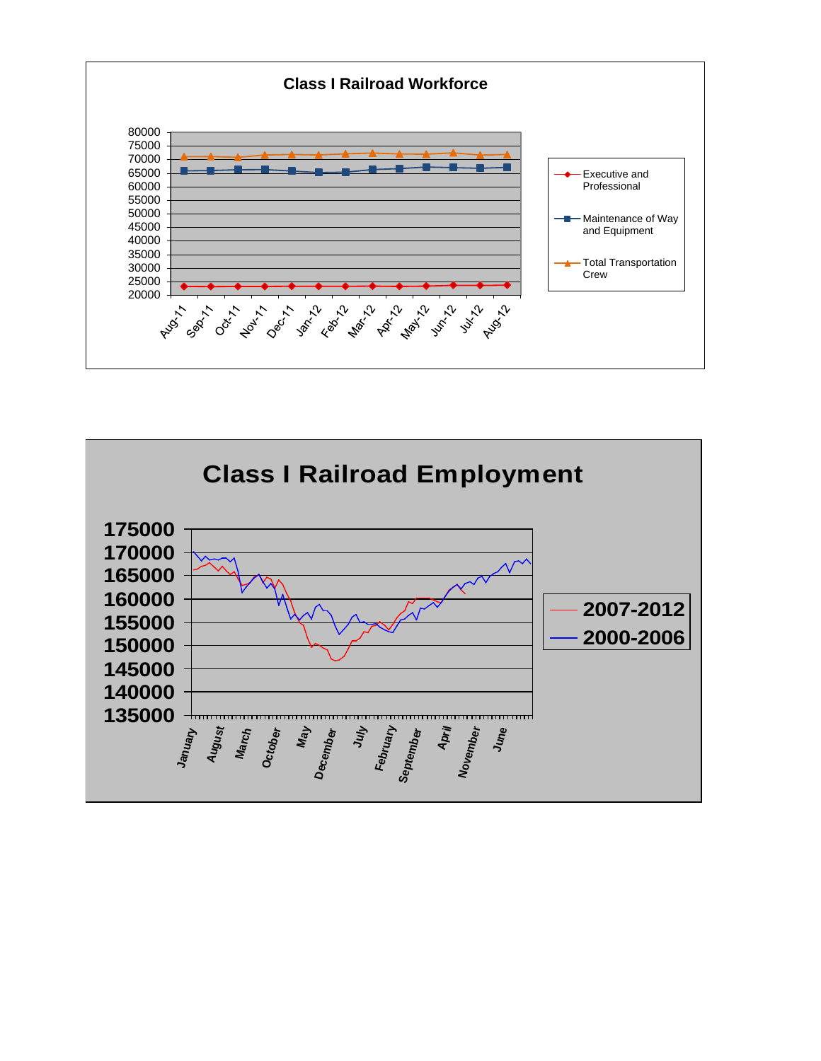Class I Railroad Workforce

80000
75000
70000
65000
60000
55000
50000
45000
40000
35000
30000
25000
20000

Aug-11 Sep-11 Oct-11 Nov-11 Dec-11 Jan-12 Feb-12 Mar-12 Apr-12 May-12 Jun-12 Jul-12 Aug-12

Executive and Professional

Maintenance of Way and Equipment

Total Transportation Crew

Class I Railroad Employment

175000
170000
165000
160000
155000
150000
145000
140000
135000

January August March October May December July February September April November June

2007-2012

2000-2006